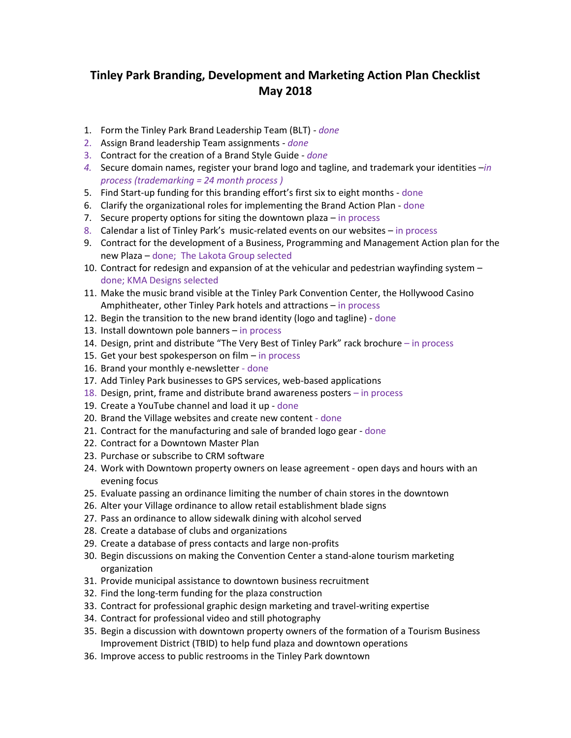# Tinley Park Branding, Development and Marketing Action Plan Checklist May 2018

1. Form the Tinley Park Brand Leadership Team (BLT) - *done*
2. Assign Brand leadership Team assignments - *done*
3. Contract for the creation of a Brand Style Guide - *done*
4. Secure domain names, register your brand logo and tagline, and trademark your identities –*in process (trademarking = 24 month process )*
5. Find Start-up funding for this branding effort's first six to eight months - done
6. Clarify the organizational roles for implementing the Brand Action Plan - done
7. Secure property options for siting the downtown plaza – in process
8. Calendar a list of Tinley Park's music-related events on our websites – in process
9. Contract for the development of a Business, Programming and Management Action plan for the new Plaza – done; The Lakota Group selected
10. Contract for redesign and expansion of at the vehicular and pedestrian wayfinding system – done; KMA Designs selected
11. Make the music brand visible at the Tinley Park Convention Center, the Hollywood Casino Amphitheater, other Tinley Park hotels and attractions – in process
12. Begin the transition to the new brand identity (logo and tagline) - done
13. Install downtown pole banners – in process
14. Design, print and distribute "The Very Best of Tinley Park" rack brochure – in process
15. Get your best spokesperson on film – in process
16. Brand your monthly e-newsletter - done
17. Add Tinley Park businesses to GPS services, web-based applications
18. Design, print, frame and distribute brand awareness posters – in process
19. Create a YouTube channel and load it up - done
20. Brand the Village websites and create new content - done
21. Contract for the manufacturing and sale of branded logo gear - done
22. Contract for a Downtown Master Plan
23. Purchase or subscribe to CRM software
24. Work with Downtown property owners on lease agreement - open days and hours with an evening focus
25. Evaluate passing an ordinance limiting the number of chain stores in the downtown
26. Alter your Village ordinance to allow retail establishment blade signs
27. Pass an ordinance to allow sidewalk dining with alcohol served
28. Create a database of clubs and organizations
29. Create a database of press contacts and large non-profits
30. Begin discussions on making the Convention Center a stand-alone tourism marketing organization
31. Provide municipal assistance to downtown business recruitment
32. Find the long-term funding for the plaza construction
33. Contract for professional graphic design marketing and travel-writing expertise
34. Contract for professional video and still photography
35. Begin a discussion with downtown property owners of the formation of a Tourism Business Improvement District (TBID) to help fund plaza and downtown operations
36. Improve access to public restrooms in the Tinley Park downtown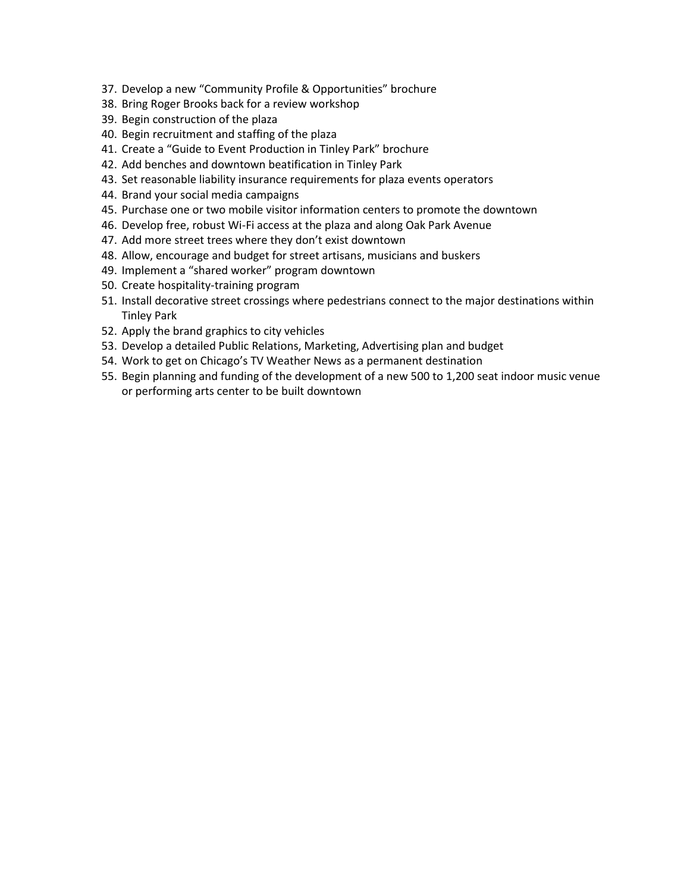37. Develop a new "Community Profile & Opportunities" brochure
38. Bring Roger Brooks back for a review workshop
39. Begin construction of the plaza
40. Begin recruitment and staffing of the plaza
41. Create a "Guide to Event Production in Tinley Park" brochure
42. Add benches and downtown beatification in Tinley Park
43. Set reasonable liability insurance requirements for plaza events operators
44. Brand your social media campaigns
45. Purchase one or two mobile visitor information centers to promote the downtown
46. Develop free, robust Wi-Fi access at the plaza and along Oak Park Avenue
47. Add more street trees where they don't exist downtown
48. Allow, encourage and budget for street artisans, musicians and buskers
49. Implement a "shared worker" program downtown
50. Create hospitality-training program
51. Install decorative street crossings where pedestrians connect to the major destinations within Tinley Park
52. Apply the brand graphics to city vehicles
53. Develop a detailed Public Relations, Marketing, Advertising plan and budget
54. Work to get on Chicago's TV Weather News as a permanent destination
55. Begin planning and funding of the development of a new 500 to 1,200 seat indoor music venue or performing arts center to be built downtown